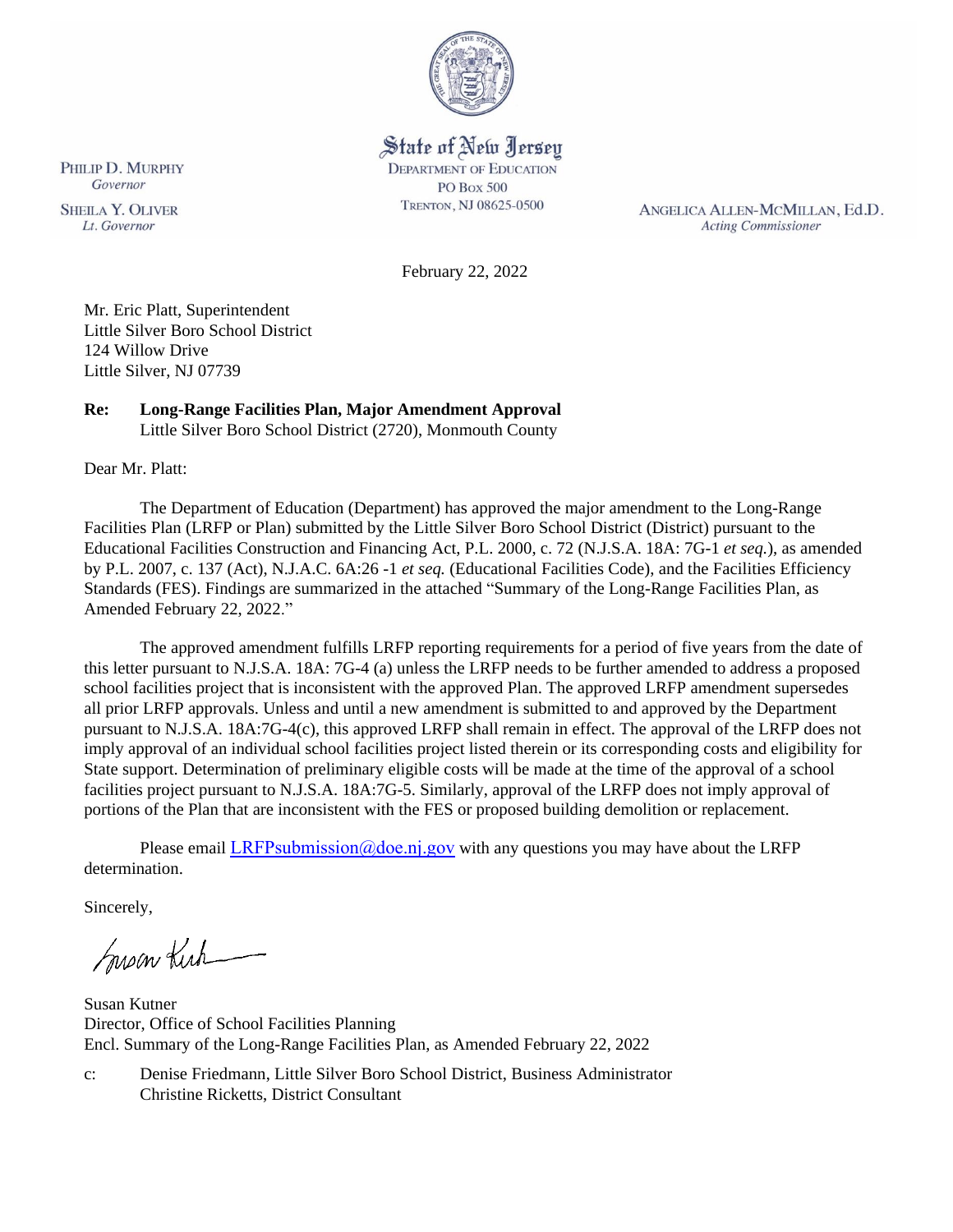State of New Jersey
DEPARTMENT OF EDUCATION
PO BOX 500
TRENTON, NJ 08625-0500

PHILIP D. MURPHY
*Governor*

SHEILA Y. OLIVER
*Lt. Governor*

ANGELICA ALLEN-MCMILLAN, Ed.D.
*Acting Commissioner*

February 22, 2022

Mr. Eric Platt, Superintendent
Little Silver Boro School District
124 Willow Drive
Little Silver, NJ 07739

**Re: Long-Range Facilities Plan, Major Amendment Approval**
Little Silver Boro School District (2720), Monmouth County

Dear Mr. Platt:

The Department of Education (Department) has approved the major amendment to the Long-Range Facilities Plan (LRFP or Plan) submitted by the Little Silver Boro School District (District) pursuant to the Educational Facilities Construction and Financing Act, P.L. 2000, c. 72 (N.J.S.A. 18A: 7G-1 *et seq.*), as amended by P.L. 2007, c. 137 (Act), N.J.A.C. 6A:26 -1 *et seq.* (Educational Facilities Code), and the Facilities Efficiency Standards (FES). Findings are summarized in the attached "Summary of the Long-Range Facilities Plan, as Amended February 22, 2022."

The approved amendment fulfills LRFP reporting requirements for a period of five years from the date of this letter pursuant to N.J.S.A. 18A: 7G-4 (a) unless the LRFP needs to be further amended to address a proposed school facilities project that is inconsistent with the approved Plan. The approved LRFP amendment supersedes all prior LRFP approvals. Unless and until a new amendment is submitted to and approved by the Department pursuant to N.J.S.A. 18A:7G-4(c), this approved LRFP shall remain in effect. The approval of the LRFP does not imply approval of an individual school facilities project listed therein or its corresponding costs and eligibility for State support. Determination of preliminary eligible costs will be made at the time of the approval of a school facilities project pursuant to N.J.S.A. 18A:7G-5. Similarly, approval of the LRFP does not imply approval of portions of the Plan that are inconsistent with the FES or proposed building demolition or replacement.

Please email LRFPsubmission@doe.nj.gov with any questions you may have about the LRFP determination.

Sincerely,

Susan Kutner
Director, Office of School Facilities Planning
Encl. Summary of the Long-Range Facilities Plan, as Amended February 22, 2022

c: Denise Friedmann, Little Silver Boro School District, Business Administrator
Christine Ricketts, District Consultant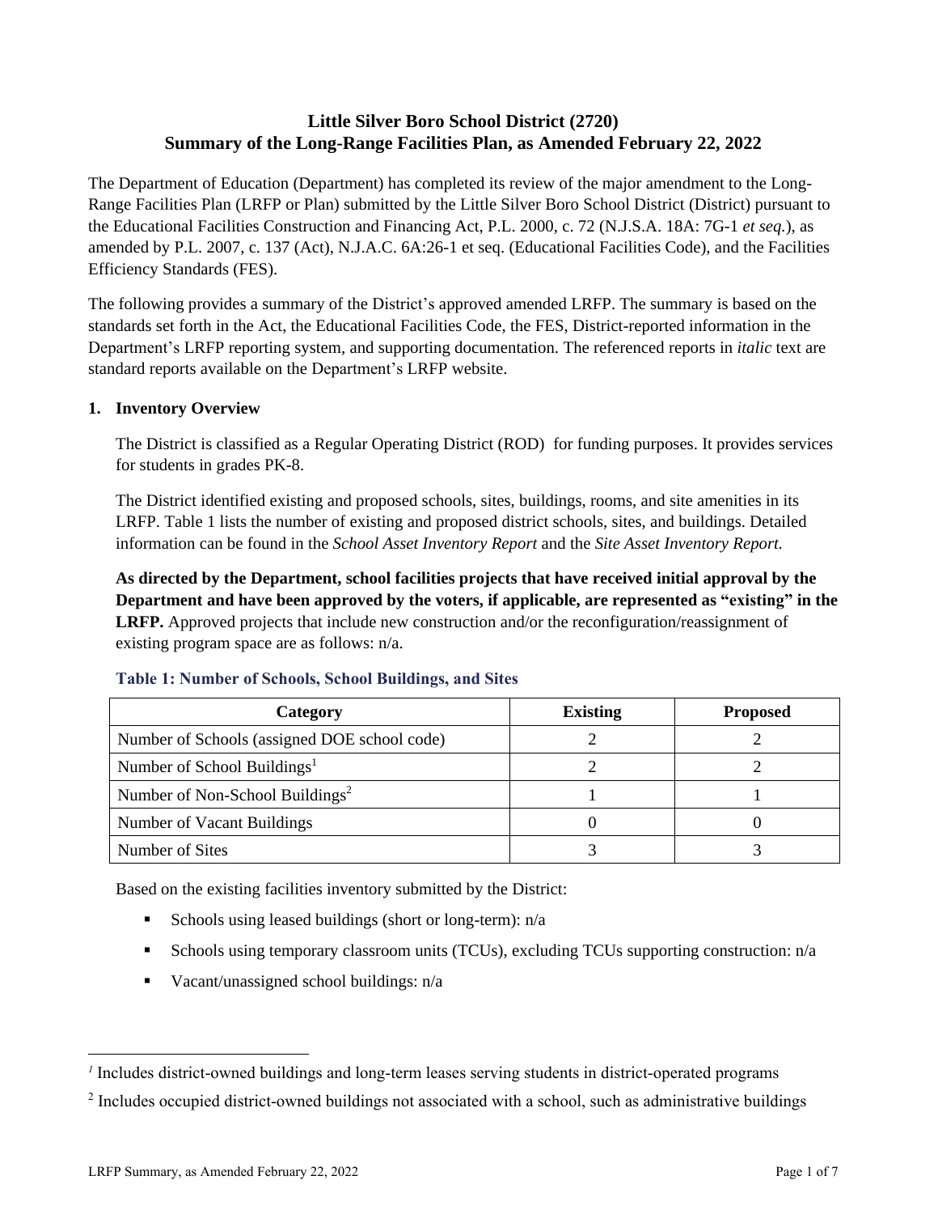# Little Silver Boro School District (2720)
## Summary of the Long-Range Facilities Plan, as Amended February 22, 2022

The Department of Education (Department) has completed its review of the major amendment to the Long-Range Facilities Plan (LRFP or Plan) submitted by the Little Silver Boro School District (District) pursuant to the Educational Facilities Construction and Financing Act, P.L. 2000, c. 72 (N.J.S.A. 18A: 7G-1 *et seq.*), as amended by P.L. 2007, c. 137 (Act), N.J.A.C. 6A:26-1 et seq. (Educational Facilities Code), and the Facilities Efficiency Standards (FES).

The following provides a summary of the District's approved amended LRFP. The summary is based on the standards set forth in the Act, the Educational Facilities Code, the FES, District-reported information in the Department's LRFP reporting system, and supporting documentation. The referenced reports in *italic* text are standard reports available on the Department's LRFP website.

### 1. Inventory Overview

The District is classified as a Regular Operating District (ROD) for funding purposes. It provides services for students in grades PK-8.

The District identified existing and proposed schools, sites, buildings, rooms, and site amenities in its LRFP. Table 1 lists the number of existing and proposed district schools, sites, and buildings. Detailed information can be found in the *School Asset Inventory Report* and the *Site Asset Inventory Report.*

**As directed by the Department, school facilities projects that have received initial approval by the Department and have been approved by the voters, if applicable, are represented as "existing" in the LRFP.** Approved projects that include new construction and/or the reconfiguration/reassignment of existing program space are as follows: n/a.

**Table 1: Number of Schools, School Buildings, and Sites**

| Category | Existing | Proposed |
|---|---|---|
| Number of Schools (assigned DOE school code) | 2 | 2 |
| Number of School Buildings[1] | 2 | 2 |
| Number of Non-School Buildings[2] | 1 | 1 |
| Number of Vacant Buildings | 0 | 0 |
| Number of Sites | 3 | 3 |

Based on the existing facilities inventory submitted by the District:

- Schools using leased buildings (short or long-term): n/a
- Schools using temporary classroom units (TCUs), excluding TCUs supporting construction: n/a
- Vacant/unassigned school buildings: n/a

[1] Includes district-owned buildings and long-term leases serving students in district-operated programs

[2] Includes occupied district-owned buildings not associated with a school, such as administrative buildings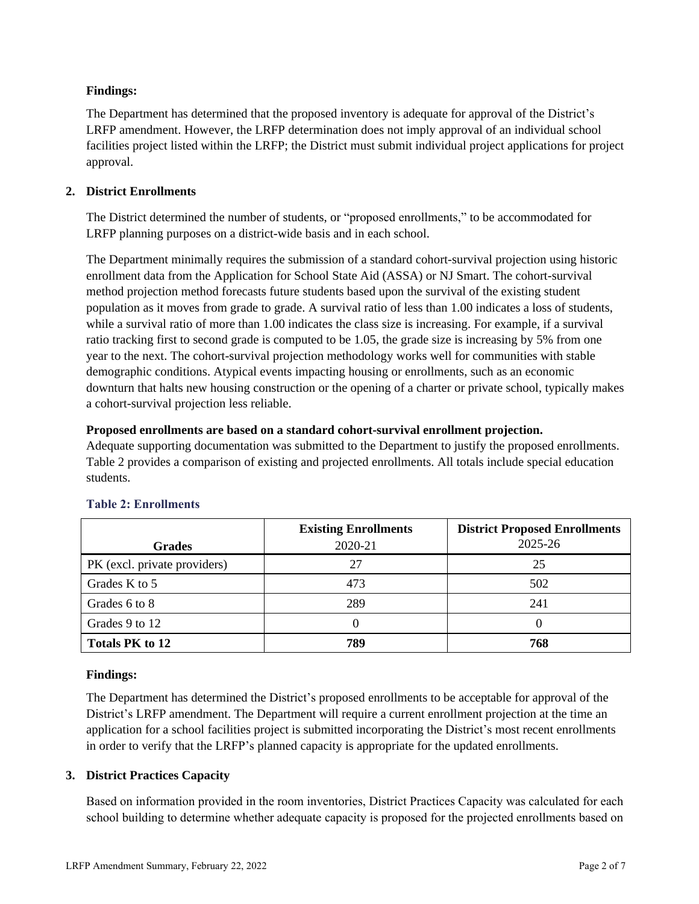**Findings:**

The Department has determined that the proposed inventory is adequate for approval of the District's LRFP amendment. However, the LRFP determination does not imply approval of an individual school facilities project listed within the LRFP; the District must submit individual project applications for project approval.

## 2. District Enrollments

The District determined the number of students, or "proposed enrollments," to be accommodated for LRFP planning purposes on a district-wide basis and in each school.

The Department minimally requires the submission of a standard cohort-survival projection using historic enrollment data from the Application for School State Aid (ASSA) or NJ Smart. The cohort-survival method projection method forecasts future students based upon the survival of the existing student population as it moves from grade to grade. A survival ratio of less than 1.00 indicates a loss of students, while a survival ratio of more than 1.00 indicates the class size is increasing. For example, if a survival ratio tracking first to second grade is computed to be 1.05, the grade size is increasing by 5% from one year to the next. The cohort-survival projection methodology works well for communities with stable demographic conditions. Atypical events impacting housing or enrollments, such as an economic downturn that halts new housing construction or the opening of a charter or private school, typically makes a cohort-survival projection less reliable.

**Proposed enrollments are based on a standard cohort-survival enrollment projection.**
Adequate supporting documentation was submitted to the Department to justify the proposed enrollments. Table 2 provides a comparison of existing and projected enrollments. All totals include special education students.

### Table 2: Enrollments

| Grades | Existing Enrollments 2020-21 | District Proposed Enrollments 2025-26 |
| --- | --- | --- |
| PK (excl. private providers) | 27 | 25 |
| Grades K to 5 | 473 | 502 |
| Grades 6 to 8 | 289 | 241 |
| Grades 9 to 12 | 0 | 0 |
| **Totals PK to 12** | **789** | **768** |

**Findings:**

The Department has determined the District's proposed enrollments to be acceptable for approval of the District's LRFP amendment. The Department will require a current enrollment projection at the time an application for a school facilities project is submitted incorporating the District's most recent enrollments in order to verify that the LRFP's planned capacity is appropriate for the updated enrollments.

## 3. District Practices Capacity

Based on information provided in the room inventories, District Practices Capacity was calculated for each school building to determine whether adequate capacity is proposed for the projected enrollments based on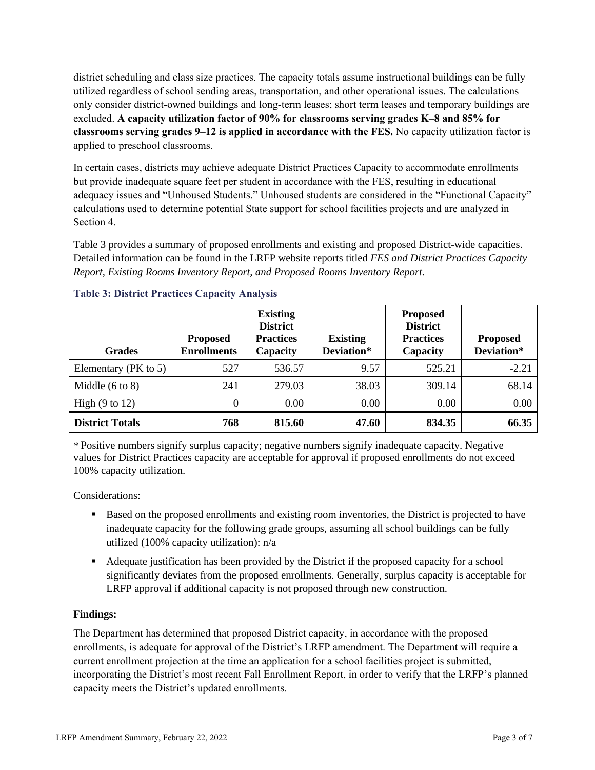district scheduling and class size practices. The capacity totals assume instructional buildings can be fully utilized regardless of school sending areas, transportation, and other operational issues. The calculations only consider district-owned buildings and long-term leases; short term leases and temporary buildings are excluded. **A capacity utilization factor of 90% for classrooms serving grades K–8 and 85% for classrooms serving grades 9–12 is applied in accordance with the FES.** No capacity utilization factor is applied to preschool classrooms.

In certain cases, districts may achieve adequate District Practices Capacity to accommodate enrollments but provide inadequate square feet per student in accordance with the FES, resulting in educational adequacy issues and "Unhoused Students." Unhoused students are considered in the "Functional Capacity" calculations used to determine potential State support for school facilities projects and are analyzed in Section 4.

Table 3 provides a summary of proposed enrollments and existing and proposed District-wide capacities. Detailed information can be found in the LRFP website reports titled *FES and District Practices Capacity Report, Existing Rooms Inventory Report, and Proposed Rooms Inventory Report.*

### Table 3: District Practices Capacity Analysis

| Grades | Proposed Enrollments | Existing District Practices Capacity | Existing Deviation* | Proposed District Practices Capacity | Proposed Deviation* |
|---|---|---|---|---|---|
| Elementary (PK to 5) | 527 | 536.57 | 9.57 | 525.21 | -2.21 |
| Middle (6 to 8) | 241 | 279.03 | 38.03 | 309.14 | 68.14 |
| High (9 to 12) | 0 | 0.00 | 0.00 | 0.00 | 0.00 |
| **District Totals** | **768** | **815.60** | **47.60** | **834.35** | **66.35** |

* Positive numbers signify surplus capacity; negative numbers signify inadequate capacity. Negative values for District Practices capacity are acceptable for approval if proposed enrollments do not exceed 100% capacity utilization.

Considerations:

- Based on the proposed enrollments and existing room inventories, the District is projected to have inadequate capacity for the following grade groups, assuming all school buildings can be fully utilized (100% capacity utilization): n/a
- Adequate justification has been provided by the District if the proposed capacity for a school significantly deviates from the proposed enrollments. Generally, surplus capacity is acceptable for LRFP approval if additional capacity is not proposed through new construction.

**Findings:**

The Department has determined that proposed District capacity, in accordance with the proposed enrollments, is adequate for approval of the District's LRFP amendment. The Department will require a current enrollment projection at the time an application for a school facilities project is submitted, incorporating the District's most recent Fall Enrollment Report, in order to verify that the LRFP's planned capacity meets the District's updated enrollments.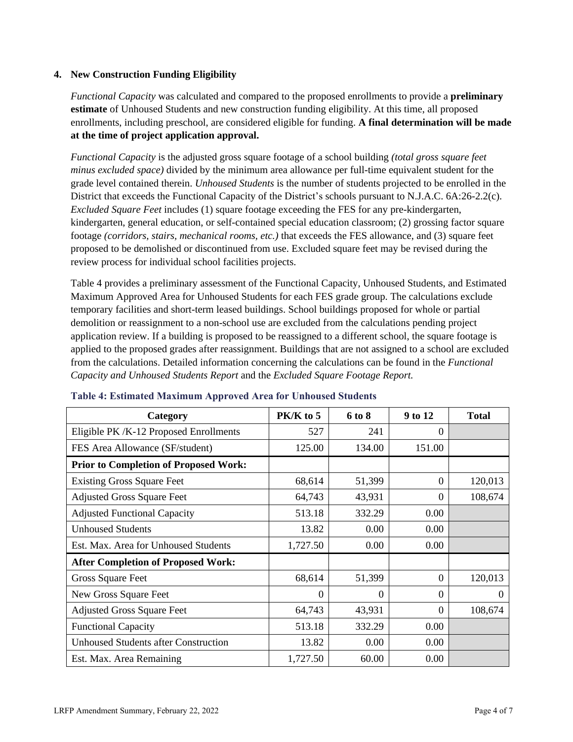### 4. New Construction Funding Eligibility

*Functional Capacity* was calculated and compared to the proposed enrollments to provide a **preliminary estimate** of Unhoused Students and new construction funding eligibility. At this time, all proposed enrollments, including preschool, are considered eligible for funding. **A final determination will be made at the time of project application approval.**

*Functional Capacity* is the adjusted gross square footage of a school building *(total gross square feet minus excluded space)* divided by the minimum area allowance per full-time equivalent student for the grade level contained therein. *Unhoused Students* is the number of students projected to be enrolled in the District that exceeds the Functional Capacity of the District's schools pursuant to N.J.A.C. 6A:26-2.2(c). *Excluded Square Feet* includes (1) square footage exceeding the FES for any pre-kindergarten, kindergarten, general education, or self-contained special education classroom; (2) grossing factor square footage *(corridors, stairs, mechanical rooms, etc.)* that exceeds the FES allowance, and (3) square feet proposed to be demolished or discontinued from use. Excluded square feet may be revised during the review process for individual school facilities projects.

Table 4 provides a preliminary assessment of the Functional Capacity, Unhoused Students, and Estimated Maximum Approved Area for Unhoused Students for each FES grade group. The calculations exclude temporary facilities and short-term leased buildings. School buildings proposed for whole or partial demolition or reassignment to a non-school use are excluded from the calculations pending project application review. If a building is proposed to be reassigned to a different school, the square footage is applied to the proposed grades after reassignment. Buildings that are not assigned to a school are excluded from the calculations. Detailed information concerning the calculations can be found in the *Functional Capacity and Unhoused Students Report* and the *Excluded Square Footage Report.*

**Table 4: Estimated Maximum Approved Area for Unhoused Students**

| Category | PK/K to 5 | 6 to 8 | 9 to 12 | Total |
|---|---|---|---|---|
| Eligible PK /K-12 Proposed Enrollments | 527 | 241 | 0 | |
| FES Area Allowance (SF/student) | 125.00 | 134.00 | 151.00 | |
| **Prior to Completion of Proposed Work:** | | | | |
| Existing Gross Square Feet | 68,614 | 51,399 | 0 | 120,013 |
| Adjusted Gross Square Feet | 64,743 | 43,931 | 0 | 108,674 |
| Adjusted Functional Capacity | 513.18 | 332.29 | 0.00 | |
| Unhoused Students | 13.82 | 0.00 | 0.00 | |
| Est. Max. Area for Unhoused Students | 1,727.50 | 0.00 | 0.00 | |
| **After Completion of Proposed Work:** | | | | |
| Gross Square Feet | 68,614 | 51,399 | 0 | 120,013 |
| New Gross Square Feet | 0 | 0 | 0 | 0 |
| Adjusted Gross Square Feet | 64,743 | 43,931 | 0 | 108,674 |
| Functional Capacity | 513.18 | 332.29 | 0.00 | |
| Unhoused Students after Construction | 13.82 | 0.00 | 0.00 | |
| Est. Max. Area Remaining | 1,727.50 | 60.00 | 0.00 | |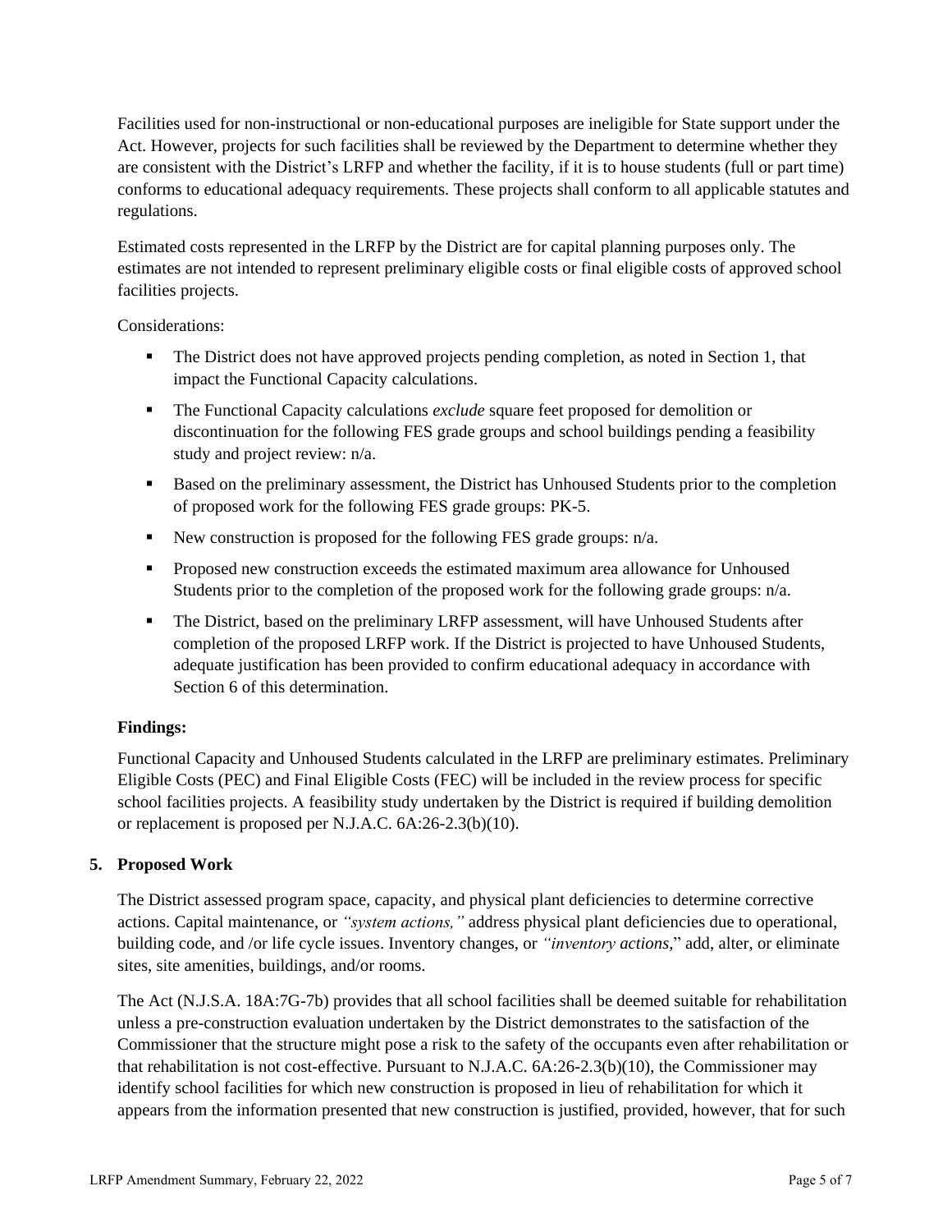Facilities used for non-instructional or non-educational purposes are ineligible for State support under the Act. However, projects for such facilities shall be reviewed by the Department to determine whether they are consistent with the District's LRFP and whether the facility, if it is to house students (full or part time) conforms to educational adequacy requirements. These projects shall conform to all applicable statutes and regulations.

Estimated costs represented in the LRFP by the District are for capital planning purposes only. The estimates are not intended to represent preliminary eligible costs or final eligible costs of approved school facilities projects.

Considerations:

- The District does not have approved projects pending completion, as noted in Section 1, that impact the Functional Capacity calculations.
- The Functional Capacity calculations *exclude* square feet proposed for demolition or discontinuation for the following FES grade groups and school buildings pending a feasibility study and project review: n/a.
- Based on the preliminary assessment, the District has Unhoused Students prior to the completion of proposed work for the following FES grade groups: PK-5.
- New construction is proposed for the following FES grade groups: n/a.
- Proposed new construction exceeds the estimated maximum area allowance for Unhoused Students prior to the completion of the proposed work for the following grade groups: n/a.
- The District, based on the preliminary LRFP assessment, will have Unhoused Students after completion of the proposed LRFP work. If the District is projected to have Unhoused Students, adequate justification has been provided to confirm educational adequacy in accordance with Section 6 of this determination.

**Findings:**

Functional Capacity and Unhoused Students calculated in the LRFP are preliminary estimates. Preliminary Eligible Costs (PEC) and Final Eligible Costs (FEC) will be included in the review process for specific school facilities projects. A feasibility study undertaken by the District is required if building demolition or replacement is proposed per N.J.A.C. 6A:26-2.3(b)(10).

## 5. Proposed Work

The District assessed program space, capacity, and physical plant deficiencies to determine corrective actions. Capital maintenance, or *"system actions,"* address physical plant deficiencies due to operational, building code, and /or life cycle issues. Inventory changes, or *"inventory actions,"* add, alter, or eliminate sites, site amenities, buildings, and/or rooms.

The Act (N.J.S.A. 18A:7G-7b) provides that all school facilities shall be deemed suitable for rehabilitation unless a pre-construction evaluation undertaken by the District demonstrates to the satisfaction of the Commissioner that the structure might pose a risk to the safety of the occupants even after rehabilitation or that rehabilitation is not cost-effective. Pursuant to N.J.A.C. 6A:26-2.3(b)(10), the Commissioner may identify school facilities for which new construction is proposed in lieu of rehabilitation for which it appears from the information presented that new construction is justified, provided, however, that for such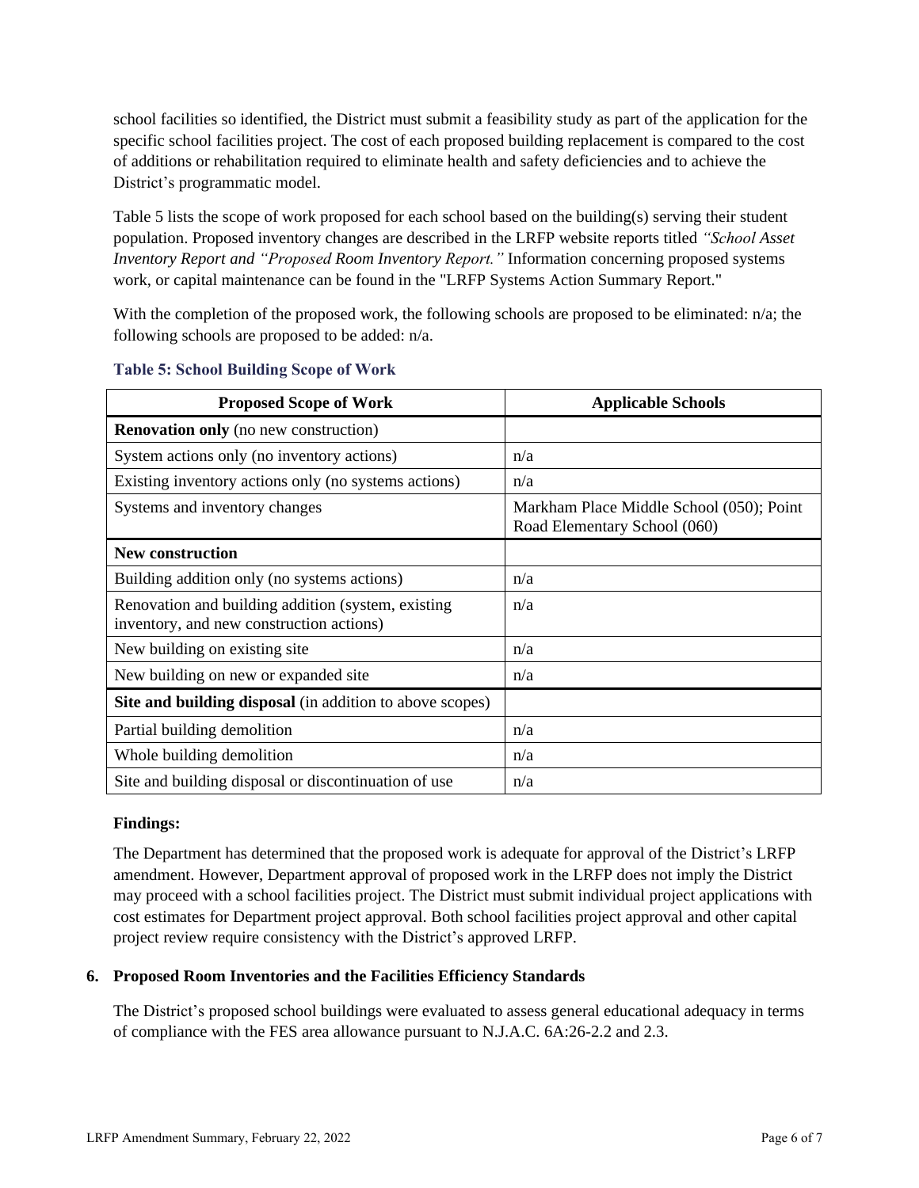school facilities so identified, the District must submit a feasibility study as part of the application for the specific school facilities project. The cost of each proposed building replacement is compared to the cost of additions or rehabilitation required to eliminate health and safety deficiencies and to achieve the District's programmatic model.

Table 5 lists the scope of work proposed for each school based on the building(s) serving their student population. Proposed inventory changes are described in the LRFP website reports titled *"School Asset Inventory Report and "Proposed Room Inventory Report."* Information concerning proposed systems work, or capital maintenance can be found in the "LRFP Systems Action Summary Report."

With the completion of the proposed work, the following schools are proposed to be eliminated: n/a; the following schools are proposed to be added: n/a.

**Table 5: School Building Scope of Work**

| Proposed Scope of Work | Applicable Schools |
|---|---|
| **Renovation only** (no new construction) | |
| System actions only (no inventory actions) | n/a |
| Existing inventory actions only (no systems actions) | n/a |
| Systems and inventory changes | Markham Place Middle School (050); Point Road Elementary School (060) |
| **New construction** | |
| Building addition only (no systems actions) | n/a |
| Renovation and building addition (system, existing inventory, and new construction actions) | n/a |
| New building on existing site | n/a |
| New building on new or expanded site | n/a |
| **Site and building disposal** (in addition to above scopes) | |
| Partial building demolition | n/a |
| Whole building demolition | n/a |
| Site and building disposal or discontinuation of use | n/a |

**Findings:**

The Department has determined that the proposed work is adequate for approval of the District's LRFP amendment. However, Department approval of proposed work in the LRFP does not imply the District may proceed with a school facilities project. The District must submit individual project applications with cost estimates for Department project approval. Both school facilities project approval and other capital project review require consistency with the District's approved LRFP.

### 6. Proposed Room Inventories and the Facilities Efficiency Standards

The District's proposed school buildings were evaluated to assess general educational adequacy in terms of compliance with the FES area allowance pursuant to N.J.A.C. 6A:26-2.2 and 2.3.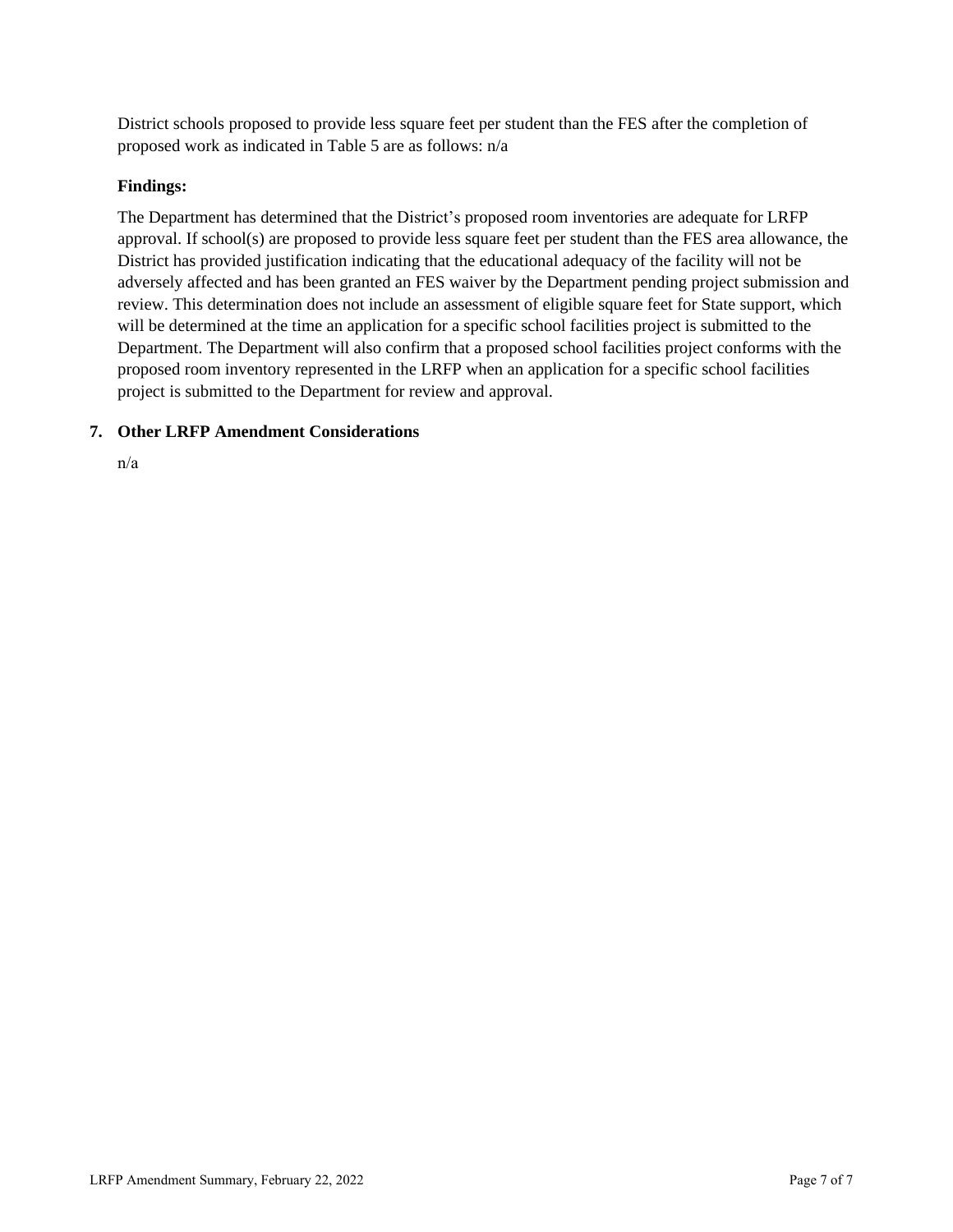District schools proposed to provide less square feet per student than the FES after the completion of proposed work as indicated in Table 5 are as follows: n/a

**Findings:**

The Department has determined that the District's proposed room inventories are adequate for LRFP approval. If school(s) are proposed to provide less square feet per student than the FES area allowance, the District has provided justification indicating that the educational adequacy of the facility will not be adversely affected and has been granted an FES waiver by the Department pending project submission and review. This determination does not include an assessment of eligible square feet for State support, which will be determined at the time an application for a specific school facilities project is submitted to the Department. The Department will also confirm that a proposed school facilities project conforms with the proposed room inventory represented in the LRFP when an application for a specific school facilities project is submitted to the Department for review and approval.

## 7. Other LRFP Amendment Considerations

n/a